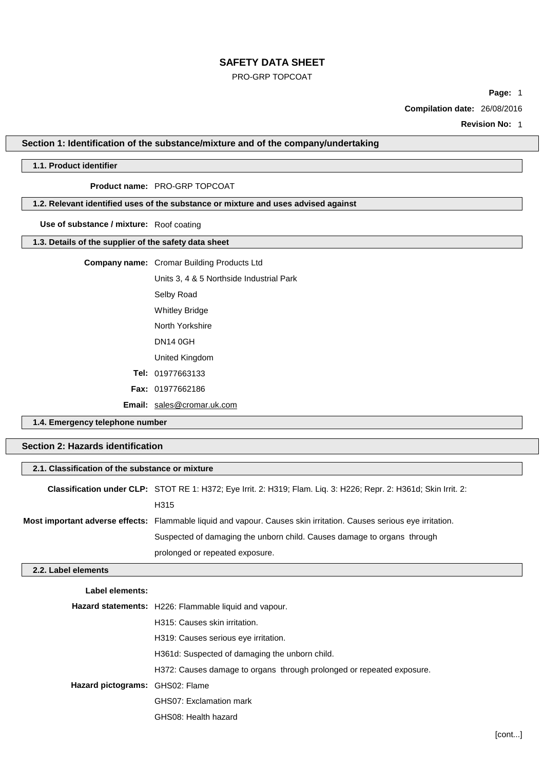# SAFETY DATA SHEET

PRO-GRP TOPCOAT

**Compilation date:** 26/08/2016

**Revision No:** 1

## Section 1: Identification of the substance/mixture and of the company/undertaking

### 1.1. Product identifier

**Product name:** PRO-GRP TOPCOAT

### 1.2. Relevant identified uses of the substance or mixture and uses advised against

**Use of substance / mixture:** Roof coating

### 1.3. Details of the supplier of the safety data sheet

**Company name:** Cromar Building Products Ltd

Units 3, 4 & 5 Northside Industrial Park

Selby Road

Whitley Bridge

North Yorkshire

DN14 0GH

United Kingdom

**Tel:** 01977663133

**Fax:** 01977662186

**Email:** sales@cromar.uk.com

### 1.4. Emergency telephone number

## Section 2: Hazards identification

### 2.1. Classification of the substance or mixture

**Classification under CLP:** STOT RE 1: H372; Eye Irrit. 2: H319; Flam. Liq. 3: H226; Repr. 2: H361d; Skin Irrit. 2: H315

**Most important adverse effects:** Flammable liquid and vapour. Causes skin irritation. Causes serious eye irritation. Suspected of damaging the unborn child. Causes damage to organs through prolonged or repeated exposure.

### 2.2. Label elements

**Label elements:**

**Hazard statements:**
H226: Flammable liquid and vapour.
H315: Causes skin irritation.
H319: Causes serious eye irritation.
H361d: Suspected of damaging the unborn child.
H372: Causes damage to organs through prolonged or repeated exposure.

**Hazard pictograms:**
GHS02: Flame
GHS07: Exclamation mark
GHS08: Health hazard

[cont...]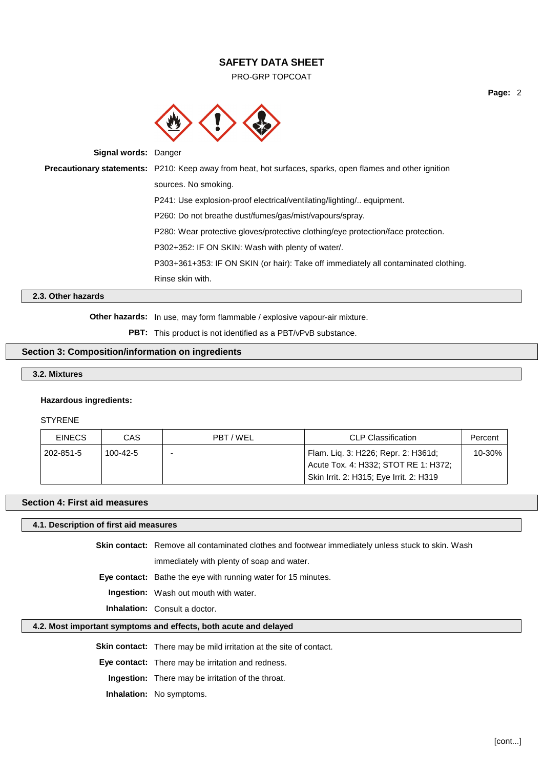**Signal words:** Danger

**Precautionary statements:** P210: Keep away from heat, hot surfaces, sparks, open flames and other ignition sources. No smoking.

P241: Use explosion-proof electrical/ventilating/lighting/.. equipment.

P260: Do not breathe dust/fumes/gas/mist/vapours/spray.

P280: Wear protective gloves/protective clothing/eye protection/face protection.

P302+352: IF ON SKIN: Wash with plenty of water/.

P303+361+353: IF ON SKIN (or hair): Take off immediately all contaminated clothing. Rinse skin with.

### 2.3. Other hazards

**Other hazards:** In use, may form flammable / explosive vapour-air mixture.

**PBT:** This product is not identified as a PBT/vPvB substance.

## Section 3: Composition/information on ingredients

### 3.2. Mixtures

**Hazardous ingredients:**

STYRENE

| EINECS | CAS | PBT / WEL | CLP Classification | Percent |
|---|---|---|---|---|
| 202-851-5 | 100-42-5 | - | Flam. Liq. 3: H226; Repr. 2: H361d; Acute Tox. 4: H332; STOT RE 1: H372; Skin Irrit. 2: H315; Eye Irrit. 2: H319 | 10-30% |

## Section 4: First aid measures

### 4.1. Description of first aid measures

**Skin contact:** Remove all contaminated clothes and footwear immediately unless stuck to skin. Wash immediately with plenty of soap and water.

**Eye contact:** Bathe the eye with running water for 15 minutes.

**Ingestion:** Wash out mouth with water.

**Inhalation:** Consult a doctor.

### 4.2. Most important symptoms and effects, both acute and delayed

**Skin contact:** There may be mild irritation at the site of contact.

**Eye contact:** There may be irritation and redness.

**Ingestion:** There may be irritation of the throat.

**Inhalation:** No symptoms.

[cont...]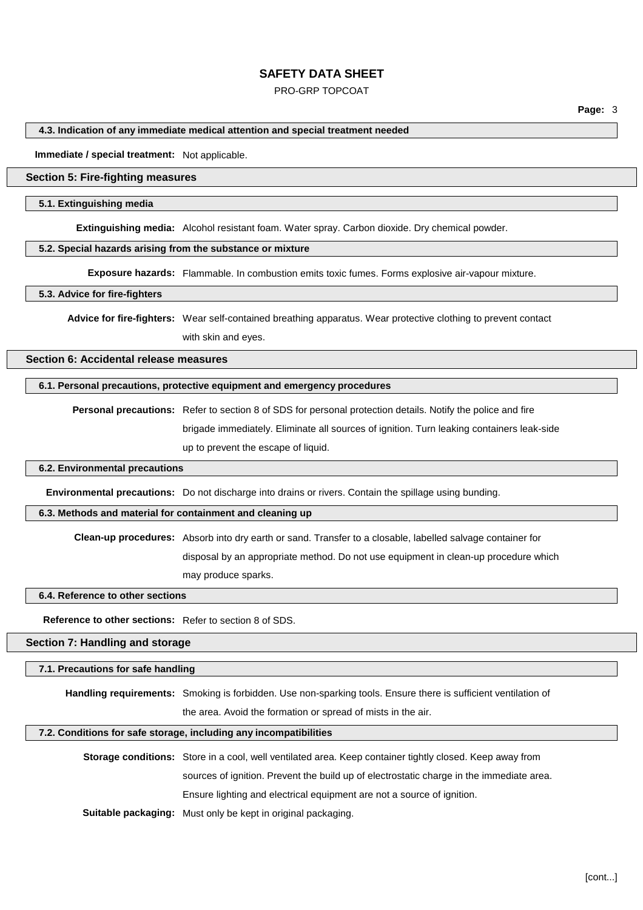### 4.3. Indication of any immediate medical attention and special treatment needed

**Immediate / special treatment:** Not applicable.

## Section 5: Fire-fighting measures

### 5.1. Extinguishing media

**Extinguishing media:** Alcohol resistant foam. Water spray. Carbon dioxide. Dry chemical powder.

### 5.2. Special hazards arising from the substance or mixture

**Exposure hazards:** Flammable. In combustion emits toxic fumes. Forms explosive air-vapour mixture.

### 5.3. Advice for fire-fighters

**Advice for fire-fighters:** Wear self-contained breathing apparatus. Wear protective clothing to prevent contact with skin and eyes.

## Section 6: Accidental release measures

### 6.1. Personal precautions, protective equipment and emergency procedures

**Personal precautions:** Refer to section 8 of SDS for personal protection details. Notify the police and fire brigade immediately. Eliminate all sources of ignition. Turn leaking containers leak-side up to prevent the escape of liquid.

### 6.2. Environmental precautions

**Environmental precautions:** Do not discharge into drains or rivers. Contain the spillage using bunding.

### 6.3. Methods and material for containment and cleaning up

**Clean-up procedures:** Absorb into dry earth or sand. Transfer to a closable, labelled salvage container for disposal by an appropriate method. Do not use equipment in clean-up procedure which may produce sparks.

### 6.4. Reference to other sections

**Reference to other sections:** Refer to section 8 of SDS.

## Section 7: Handling and storage

### 7.1. Precautions for safe handling

**Handling requirements:** Smoking is forbidden. Use non-sparking tools. Ensure there is sufficient ventilation of the area. Avoid the formation or spread of mists in the air.

### 7.2. Conditions for safe storage, including any incompatibilities

**Storage conditions:** Store in a cool, well ventilated area. Keep container tightly closed. Keep away from sources of ignition. Prevent the build up of electrostatic charge in the immediate area. Ensure lighting and electrical equipment are not a source of ignition.

**Suitable packaging:** Must only be kept in original packaging.

[cont...]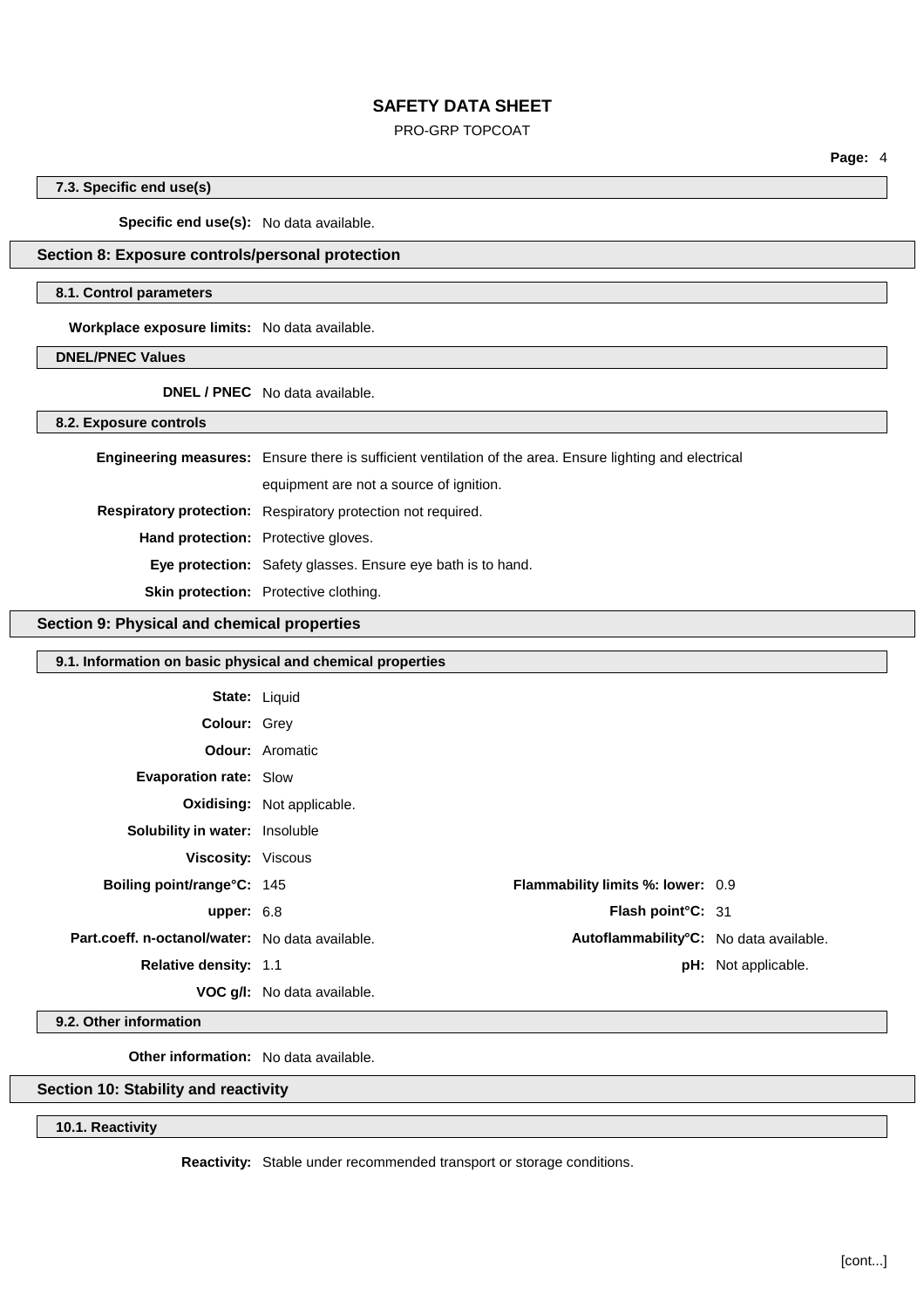### 7.3. Specific end use(s)

**Specific end use(s):** No data available.

## Section 8: Exposure controls/personal protection

### 8.1. Control parameters

**Workplace exposure limits:** No data available.

### DNEL/PNEC Values

**DNEL / PNEC** No data available.

### 8.2. Exposure controls

**Engineering measures:** Ensure there is sufficient ventilation of the area. Ensure lighting and electrical equipment are not a source of ignition.

**Respiratory protection:** Respiratory protection not required.

**Hand protection:** Protective gloves.

**Eye protection:** Safety glasses. Ensure eye bath is to hand.

**Skin protection:** Protective clothing.

## Section 9: Physical and chemical properties

### 9.1. Information on basic physical and chemical properties

**State:** Liquid

**Colour:** Grey

**Odour:** Aromatic

**Evaporation rate:** Slow

**Oxidising:** Not applicable.

**Solubility in water:** Insoluble

**Viscosity:** Viscous

| | | | |
|---|---|---|---|
| **Boiling point/range°C:** | 145 | **Flammability limits %: lower:** | 0.9 |
| **upper:** | 6.8 | **Flash point°C:** | 31 |
| **Part.coeff. n-octanol/water:** | No data available. | **Autoflammability°C:** | No data available. |
| **Relative density:** | 1.1 | **pH:** | Not applicable. |
| **VOC g/l:** | No data available. | | |

### 9.2. Other information

**Other information:** No data available.

## Section 10: Stability and reactivity

### 10.1. Reactivity

**Reactivity:** Stable under recommended transport or storage conditions.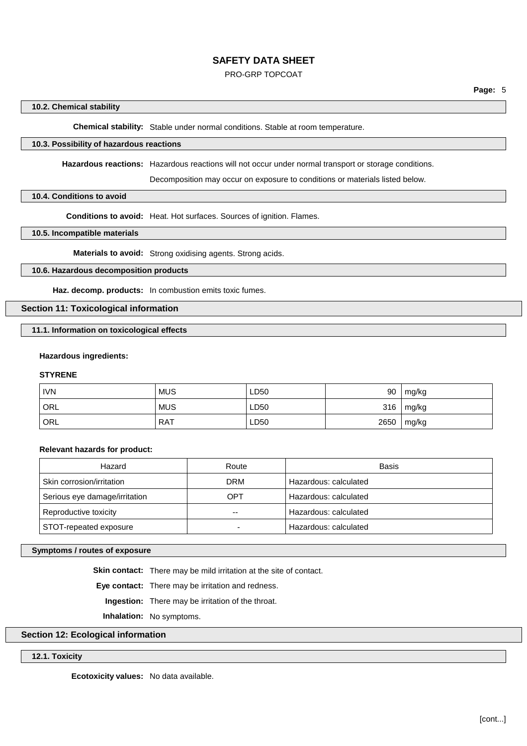### 10.2. Chemical stability

**Chemical stability:** Stable under normal conditions. Stable at room temperature.

### 10.3. Possibility of hazardous reactions

**Hazardous reactions:** Hazardous reactions will not occur under normal transport or storage conditions.

Decomposition may occur on exposure to conditions or materials listed below.

### 10.4. Conditions to avoid

**Conditions to avoid:** Heat. Hot surfaces. Sources of ignition. Flames.

### 10.5. Incompatible materials

**Materials to avoid:** Strong oxidising agents. Strong acids.

### 10.6. Hazardous decomposition products

**Haz. decomp. products:** In combustion emits toxic fumes.

## Section 11: Toxicological information

### 11.1. Information on toxicological effects

**Hazardous ingredients:**

**STYRENE**

| | | | | |
|---|---|---|---|---|
| IVN | MUS | LD50 | 90 | mg/kg |
| ORL | MUS | LD50 | 316 | mg/kg |
| ORL | RAT | LD50 | 2650 | mg/kg |

**Relevant hazards for product:**

| Hazard | Route | Basis |
|---|---|---|
| Skin corrosion/irritation | DRM | Hazardous: calculated |
| Serious eye damage/irritation | OPT | Hazardous: calculated |
| Reproductive toxicity | -- | Hazardous: calculated |
| STOT-repeated exposure | - | Hazardous: calculated |

### Symptoms / routes of exposure

**Skin contact:** There may be mild irritation at the site of contact.

**Eye contact:** There may be irritation and redness.

**Ingestion:** There may be irritation of the throat.

**Inhalation:** No symptoms.

## Section 12: Ecological information

### 12.1. Toxicity

**Ecotoxicity values:** No data available.

[cont...]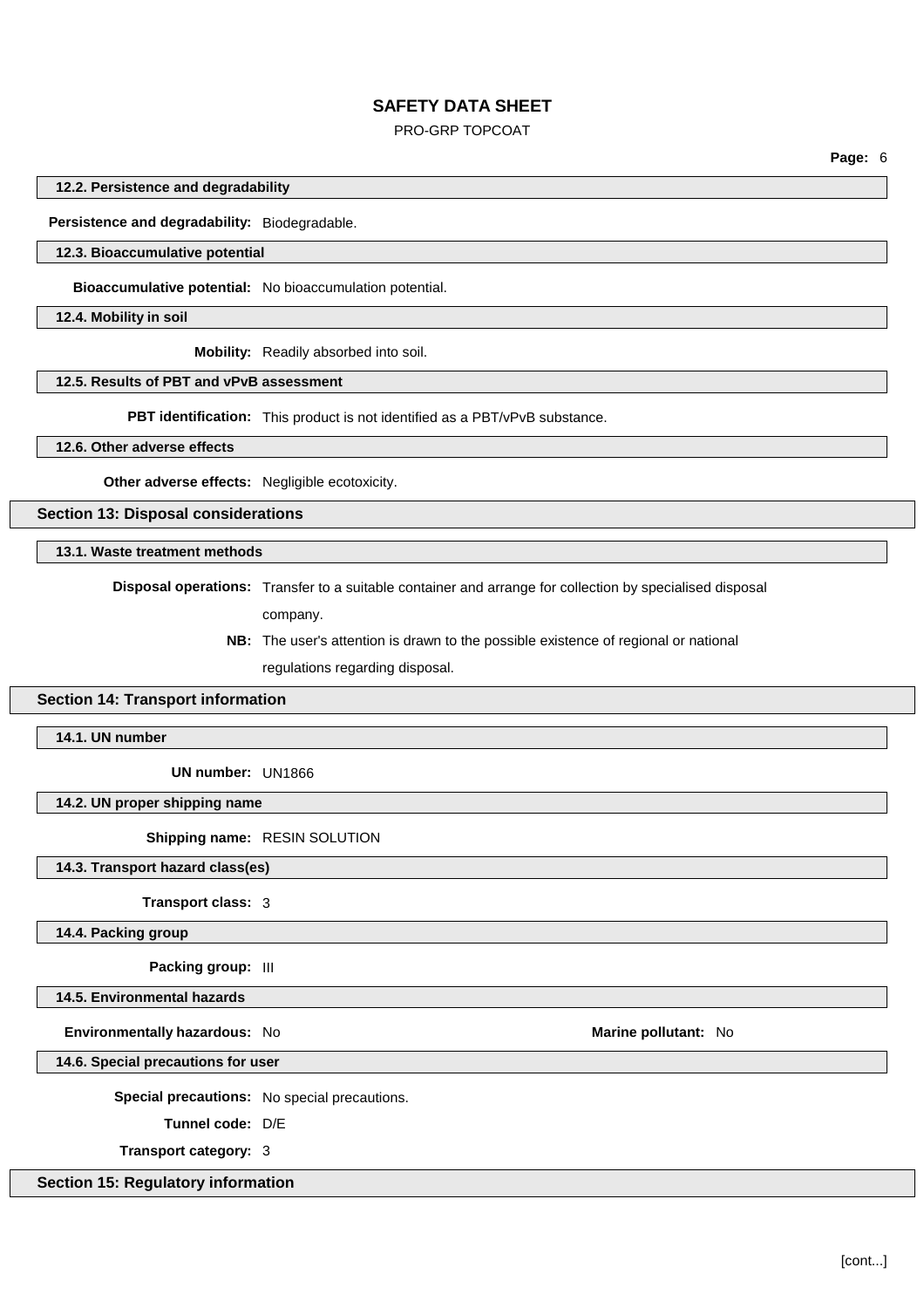### 12.2. Persistence and degradability

**Persistence and degradability:** Biodegradable.

### 12.3. Bioaccumulative potential

**Bioaccumulative potential:** No bioaccumulation potential.

### 12.4. Mobility in soil

**Mobility:** Readily absorbed into soil.

### 12.5. Results of PBT and vPvB assessment

**PBT identification:** This product is not identified as a PBT/vPvB substance.

### 12.6. Other adverse effects

**Other adverse effects:** Negligible ecotoxicity.

## Section 13: Disposal considerations

### 13.1. Waste treatment methods

**Disposal operations:** Transfer to a suitable container and arrange for collection by specialised disposal company.

**NB:** The user's attention is drawn to the possible existence of regional or national regulations regarding disposal.

## Section 14: Transport information

### 14.1. UN number

**UN number:** UN1866

### 14.2. UN proper shipping name

**Shipping name:** RESIN SOLUTION

### 14.3. Transport hazard class(es)

**Transport class:** 3

### 14.4. Packing group

**Packing group:** III

### 14.5. Environmental hazards

**Environmentally hazardous:** No

**Marine pollutant:** No

### 14.6. Special precautions for user

**Special precautions:** No special precautions.

**Tunnel code:** D/E

**Transport category:** 3

## Section 15: Regulatory information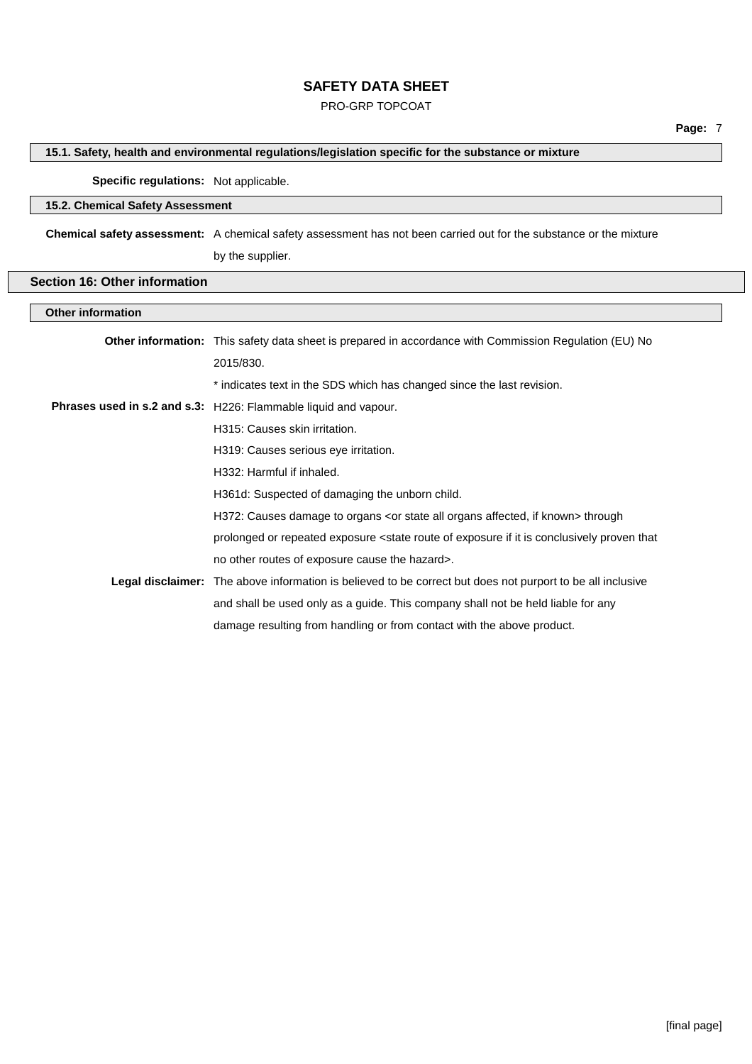### 15.1. Safety, health and environmental regulations/legislation specific for the substance or mixture

**Specific regulations:** Not applicable.

### 15.2. Chemical Safety Assessment

**Chemical safety assessment:** A chemical safety assessment has not been carried out for the substance or the mixture by the supplier.

## Section 16: Other information

### Other information

**Other information:** This safety data sheet is prepared in accordance with Commission Regulation (EU) No 2015/830.

* indicates text in the SDS which has changed since the last revision.

**Phrases used in s.2 and s.3:** H226: Flammable liquid and vapour.

H315: Causes skin irritation.

H319: Causes serious eye irritation.

H332: Harmful if inhaled.

H361d: Suspected of damaging the unborn child.

H372: Causes damage to organs <or state all organs affected, if known> through prolonged or repeated exposure <state route of exposure if it is conclusively proven that no other routes of exposure cause the hazard>.

**Legal disclaimer:** The above information is believed to be correct but does not purport to be all inclusive and shall be used only as a guide. This company shall not be held liable for any damage resulting from handling or from contact with the above product.

[final page]